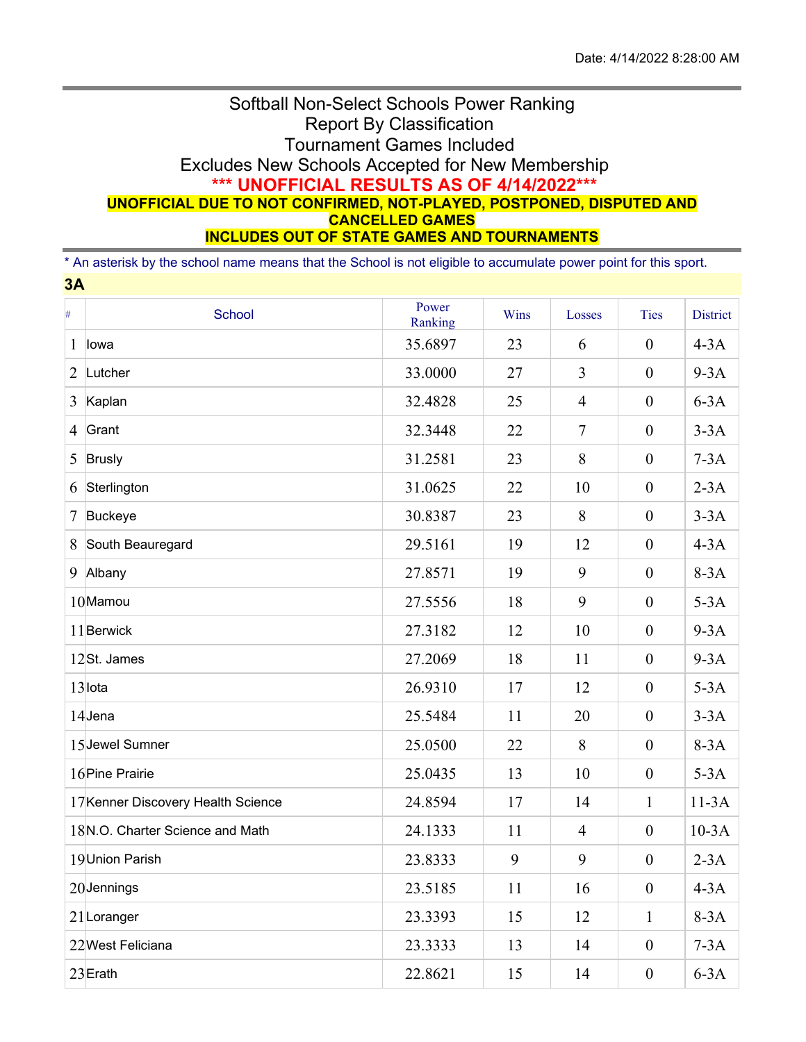Date: 4/14/2022 8:28:00 AM

# Softball Non-Select Schools Power Ranking

## Report By Classification

## Tournament Games Included

## Excludes New Schools Accepted for New Membership

**\*\*\* UNOFFICIAL RESULTS AS OF 4/14/2022\*\*\***

**UNOFFICIAL DUE TO NOT CONFIRMED, NOT-PLAYED, POSTPONED, DISPUTED AND CANCELLED GAMES**

**INCLUDES OUT OF STATE GAMES AND TOURNAMENTS**

\* An asterisk by the school name means that the School is not eligible to accumulate power point for this sport.

### 3A

| # | School | Power Ranking | Wins | Losses | Ties | District |
|---|---|---|---|---|---|---|
| 1 | Iowa | 35.6897 | 23 | 6 | 0 | 4-3A |
| 2 | Lutcher | 33.0000 | 27 | 3 | 0 | 9-3A |
| 3 | Kaplan | 32.4828 | 25 | 4 | 0 | 6-3A |
| 4 | Grant | 32.3448 | 22 | 7 | 0 | 3-3A |
| 5 | Brusly | 31.2581 | 23 | 8 | 0 | 7-3A |
| 6 | Sterlington | 31.0625 | 22 | 10 | 0 | 2-3A |
| 7 | Buckeye | 30.8387 | 23 | 8 | 0 | 3-3A |
| 8 | South Beauregard | 29.5161 | 19 | 12 | 0 | 4-3A |
| 9 | Albany | 27.8571 | 19 | 9 | 0 | 8-3A |
| 10 | Mamou | 27.5556 | 18 | 9 | 0 | 5-3A |
| 11 | Berwick | 27.3182 | 12 | 10 | 0 | 9-3A |
| 12 | St. James | 27.2069 | 18 | 11 | 0 | 9-3A |
| 13 | Iota | 26.9310 | 17 | 12 | 0 | 5-3A |
| 14 | Jena | 25.5484 | 11 | 20 | 0 | 3-3A |
| 15 | Jewel Sumner | 25.0500 | 22 | 8 | 0 | 8-3A |
| 16 | Pine Prairie | 25.0435 | 13 | 10 | 0 | 5-3A |
| 17 | Kenner Discovery Health Science | 24.8594 | 17 | 14 | 1 | 11-3A |
| 18 | N.O. Charter Science and Math | 24.1333 | 11 | 4 | 0 | 10-3A |
| 19 | Union Parish | 23.8333 | 9 | 9 | 0 | 2-3A |
| 20 | Jennings | 23.5185 | 11 | 16 | 0 | 4-3A |
| 21 | Loranger | 23.3393 | 15 | 12 | 1 | 8-3A |
| 22 | West Feliciana | 23.3333 | 13 | 14 | 0 | 7-3A |
| 23 | Erath | 22.8621 | 15 | 14 | 0 | 6-3A |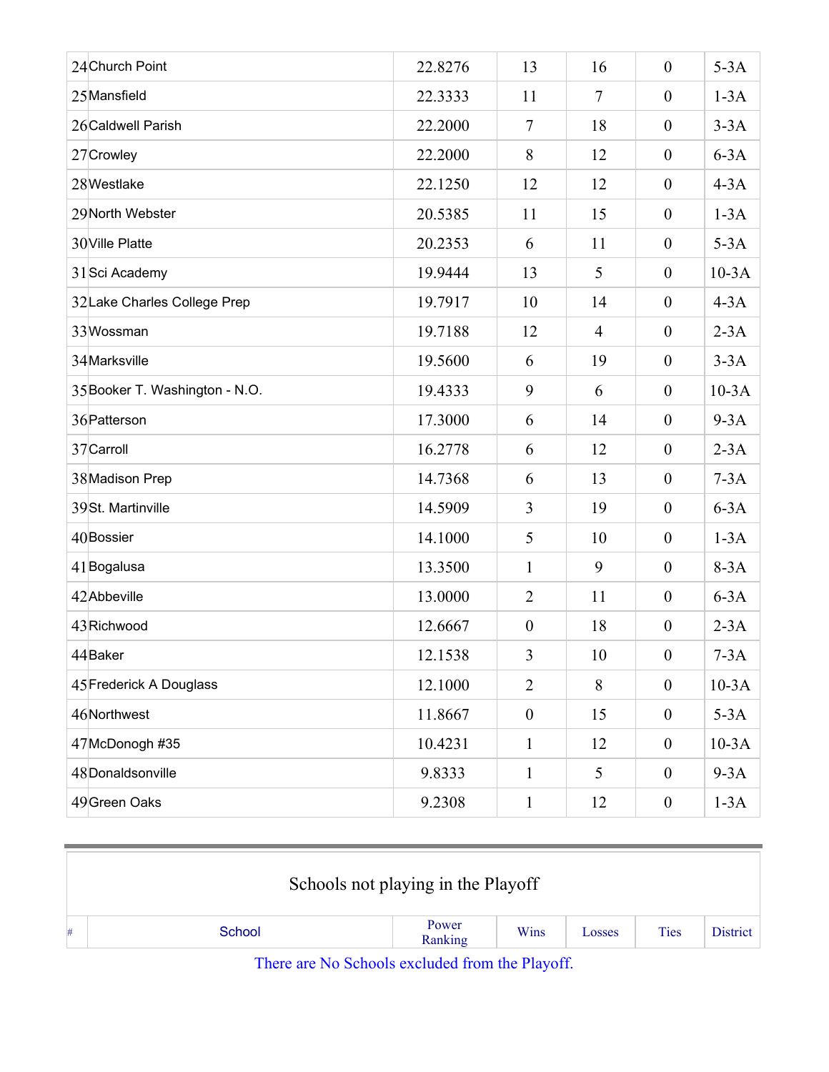| | | | | | | |
|---|---|---|---|---|---|---|
| 24 | Church Point | 22.8276 | 13 | 16 | 0 | 5-3A |
| 25 | Mansfield | 22.3333 | 11 | 7 | 0 | 1-3A |
| 26 | Caldwell Parish | 22.2000 | 7 | 18 | 0 | 3-3A |
| 27 | Crowley | 22.2000 | 8 | 12 | 0 | 6-3A |
| 28 | Westlake | 22.1250 | 12 | 12 | 0 | 4-3A |
| 29 | North Webster | 20.5385 | 11 | 15 | 0 | 1-3A |
| 30 | Ville Platte | 20.2353 | 6 | 11 | 0 | 5-3A |
| 31 | Sci Academy | 19.9444 | 13 | 5 | 0 | 10-3A |
| 32 | Lake Charles College Prep | 19.7917 | 10 | 14 | 0 | 4-3A |
| 33 | Wossman | 19.7188 | 12 | 4 | 0 | 2-3A |
| 34 | Marksville | 19.5600 | 6 | 19 | 0 | 3-3A |
| 35 | Booker T. Washington - N.O. | 19.4333 | 9 | 6 | 0 | 10-3A |
| 36 | Patterson | 17.3000 | 6 | 14 | 0 | 9-3A |
| 37 | Carroll | 16.2778 | 6 | 12 | 0 | 2-3A |
| 38 | Madison Prep | 14.7368 | 6 | 13 | 0 | 7-3A |
| 39 | St. Martinville | 14.5909 | 3 | 19 | 0 | 6-3A |
| 40 | Bossier | 14.1000 | 5 | 10 | 0 | 1-3A |
| 41 | Bogalusa | 13.3500 | 1 | 9 | 0 | 8-3A |
| 42 | Abbeville | 13.0000 | 2 | 11 | 0 | 6-3A |
| 43 | Richwood | 12.6667 | 0 | 18 | 0 | 2-3A |
| 44 | Baker | 12.1538 | 3 | 10 | 0 | 7-3A |
| 45 | Frederick A Douglass | 12.1000 | 2 | 8 | 0 | 10-3A |
| 46 | Northwest | 11.8667 | 0 | 15 | 0 | 5-3A |
| 47 | McDonogh #35 | 10.4231 | 1 | 12 | 0 | 10-3A |
| 48 | Donaldsonville | 9.8333 | 1 | 5 | 0 | 9-3A |
| 49 | Green Oaks | 9.2308 | 1 | 12 | 0 | 1-3A |

## Schools not playing in the Playoff

| # | School | Power Ranking | Wins | Losses | Ties | District |
|---|---|---|---|---|---|---|

There are No Schools excluded from the Playoff.